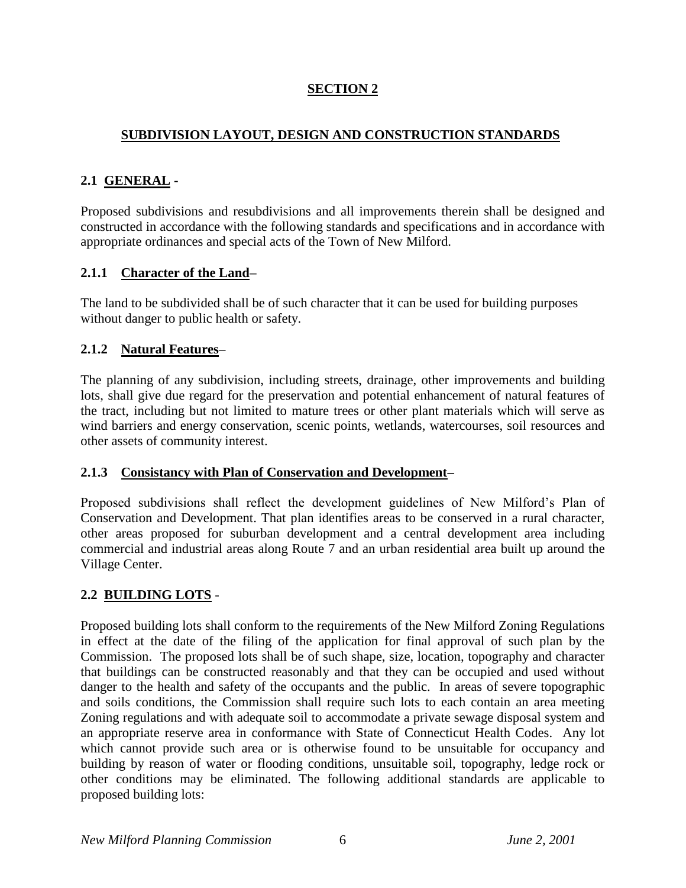# SECTION 2

## SUBDIVISION LAYOUT, DESIGN AND CONSTRUCTION STANDARDS

### 2.1 GENERAL -

Proposed subdivisions and resubdivisions and all improvements therein shall be designed and constructed in accordance with the following standards and specifications and in accordance with appropriate ordinances and special acts of the Town of New Milford.

#### 2.1.1 Character of the Land–

The land to be subdivided shall be of such character that it can be used for building purposes without danger to public health or safety.

#### 2.1.2 Natural Features–

The planning of any subdivision, including streets, drainage, other improvements and building lots, shall give due regard for the preservation and potential enhancement of natural features of the tract, including but not limited to mature trees or other plant materials which will serve as wind barriers and energy conservation, scenic points, wetlands, watercourses, soil resources and other assets of community interest.

#### 2.1.3 Consistancy with Plan of Conservation and Development–

Proposed subdivisions shall reflect the development guidelines of New Milford's Plan of Conservation and Development. That plan identifies areas to be conserved in a rural character, other areas proposed for suburban development and a central development area including commercial and industrial areas along Route 7 and an urban residential area built up around the Village Center.

### 2.2 BUILDING LOTS -

Proposed building lots shall conform to the requirements of the New Milford Zoning Regulations in effect at the date of the filing of the application for final approval of such plan by the Commission. The proposed lots shall be of such shape, size, location, topography and character that buildings can be constructed reasonably and that they can be occupied and used without danger to the health and safety of the occupants and the public. In areas of severe topographic and soils conditions, the Commission shall require such lots to each contain an area meeting Zoning regulations and with adequate soil to accommodate a private sewage disposal system and an appropriate reserve area in conformance with State of Connecticut Health Codes. Any lot which cannot provide such area or is otherwise found to be unsuitable for occupancy and building by reason of water or flooding conditions, unsuitable soil, topography, ledge rock or other conditions may be eliminated. The following additional standards are applicable to proposed building lots: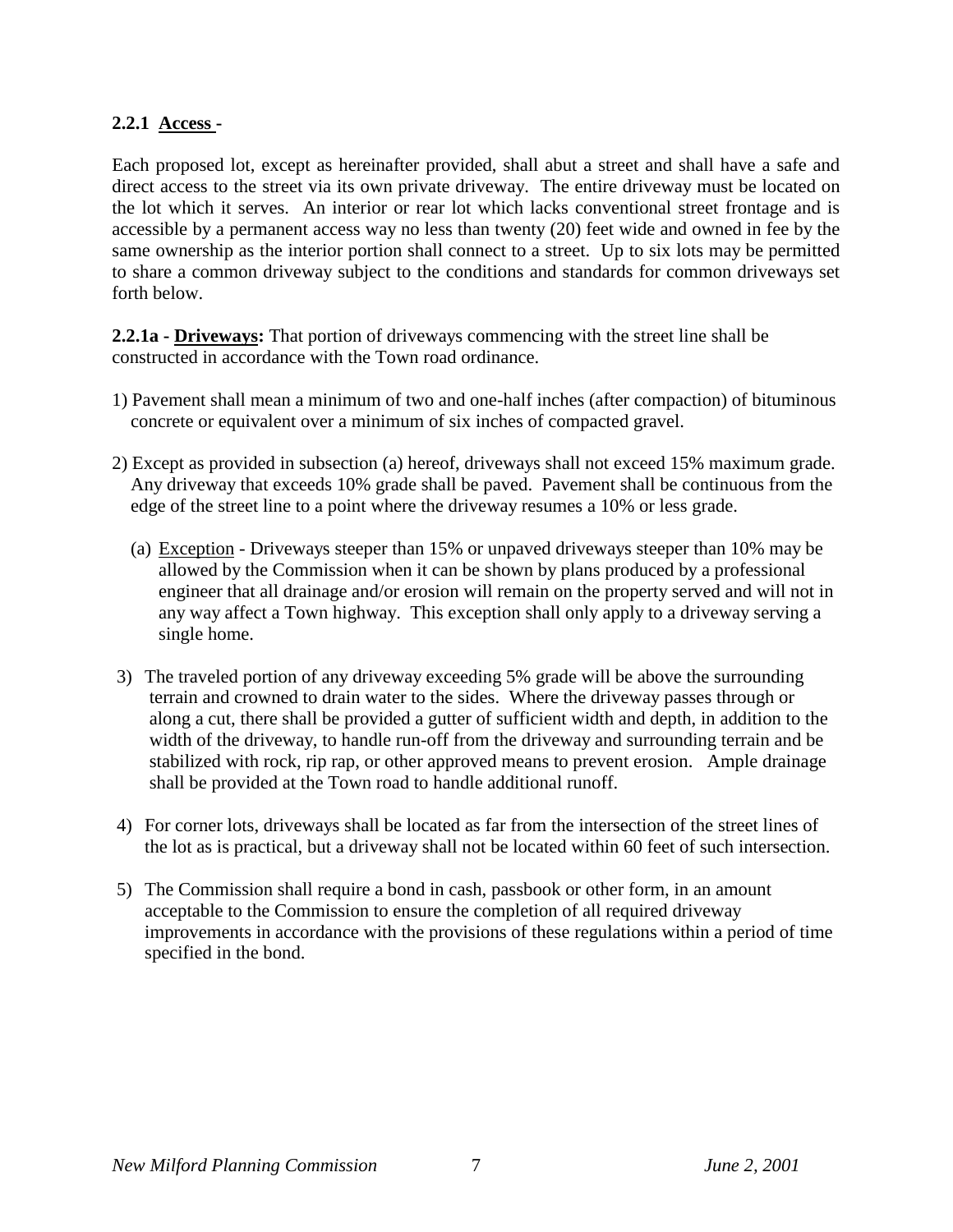**2.2.1 Access -**

Each proposed lot, except as hereinafter provided, shall abut a street and shall have a safe and direct access to the street via its own private driveway. The entire driveway must be located on the lot which it serves. An interior or rear lot which lacks conventional street frontage and is accessible by a permanent access way no less than twenty (20) feet wide and owned in fee by the same ownership as the interior portion shall connect to a street. Up to six lots may be permitted to share a common driveway subject to the conditions and standards for common driveways set forth below.

**2.2.1a - Driveways:** That portion of driveways commencing with the street line shall be constructed in accordance with the Town road ordinance.

1) Pavement shall mean a minimum of two and one-half inches (after compaction) of bituminous concrete or equivalent over a minimum of six inches of compacted gravel.

2) Except as provided in subsection (a) hereof, driveways shall not exceed 15% maximum grade. Any driveway that exceeds 10% grade shall be paved. Pavement shall be continuous from the edge of the street line to a point where the driveway resumes a 10% or less grade.

   (a) Exception - Driveways steeper than 15% or unpaved driveways steeper than 10% may be allowed by the Commission when it can be shown by plans produced by a professional engineer that all drainage and/or erosion will remain on the property served and will not in any way affect a Town highway. This exception shall only apply to a driveway serving a single home.

3) The traveled portion of any driveway exceeding 5% grade will be above the surrounding terrain and crowned to drain water to the sides. Where the driveway passes through or along a cut, there shall be provided a gutter of sufficient width and depth, in addition to the width of the driveway, to handle run-off from the driveway and surrounding terrain and be stabilized with rock, rip rap, or other approved means to prevent erosion. Ample drainage shall be provided at the Town road to handle additional runoff.

4) For corner lots, driveways shall be located as far from the intersection of the street lines of the lot as is practical, but a driveway shall not be located within 60 feet of such intersection.

5) The Commission shall require a bond in cash, passbook or other form, in an amount acceptable to the Commission to ensure the completion of all required driveway improvements in accordance with the provisions of these regulations within a period of time specified in the bond.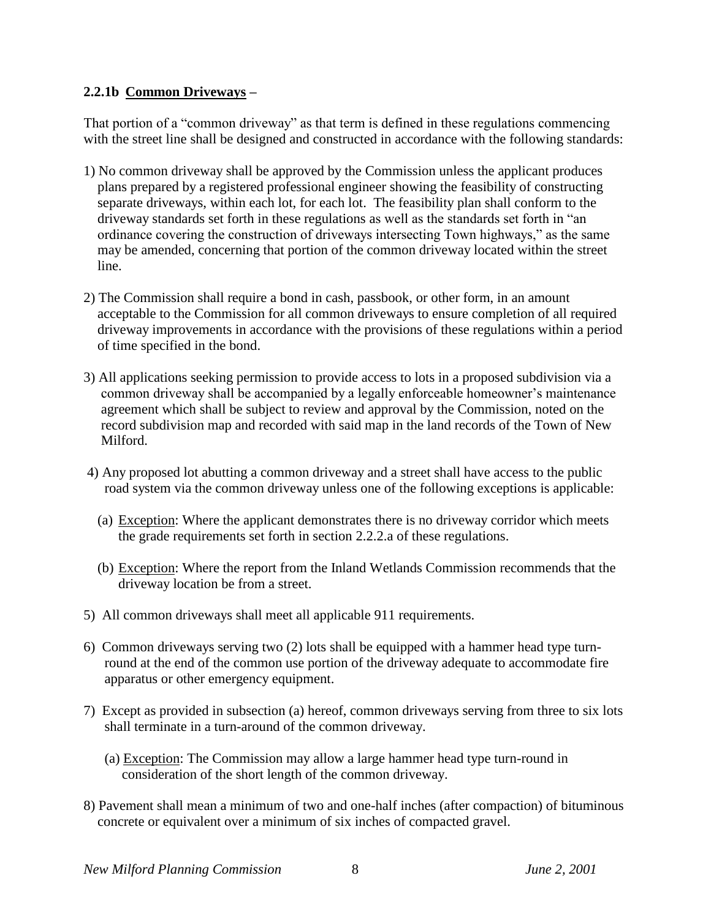**2.2.1b Common Driveways –**

That portion of a "common driveway" as that term is defined in these regulations commencing with the street line shall be designed and constructed in accordance with the following standards:

1) No common driveway shall be approved by the Commission unless the applicant produces plans prepared by a registered professional engineer showing the feasibility of constructing separate driveways, within each lot, for each lot. The feasibility plan shall conform to the driveway standards set forth in these regulations as well as the standards set forth in "an ordinance covering the construction of driveways intersecting Town highways," as the same may be amended, concerning that portion of the common driveway located within the street line.

2) The Commission shall require a bond in cash, passbook, or other form, in an amount acceptable to the Commission for all common driveways to ensure completion of all required driveway improvements in accordance with the provisions of these regulations within a period of time specified in the bond.

3) All applications seeking permission to provide access to lots in a proposed subdivision via a common driveway shall be accompanied by a legally enforceable homeowner's maintenance agreement which shall be subject to review and approval by the Commission, noted on the record subdivision map and recorded with said map in the land records of the Town of New Milford.

4) Any proposed lot abutting a common driveway and a street shall have access to the public road system via the common driveway unless one of the following exceptions is applicable:

   (a) Exception: Where the applicant demonstrates there is no driveway corridor which meets the grade requirements set forth in section 2.2.2.a of these regulations.

   (b) Exception: Where the report from the Inland Wetlands Commission recommends that the driveway location be from a street.

5) All common driveways shall meet all applicable 911 requirements.

6) Common driveways serving two (2) lots shall be equipped with a hammer head type turn-round at the end of the common use portion of the driveway adequate to accommodate fire apparatus or other emergency equipment.

7) Except as provided in subsection (a) hereof, common driveways serving from three to six lots shall terminate in a turn-around of the common driveway.

   (a) Exception: The Commission may allow a large hammer head type turn-round in consideration of the short length of the common driveway.

8) Pavement shall mean a minimum of two and one-half inches (after compaction) of bituminous concrete or equivalent over a minimum of six inches of compacted gravel.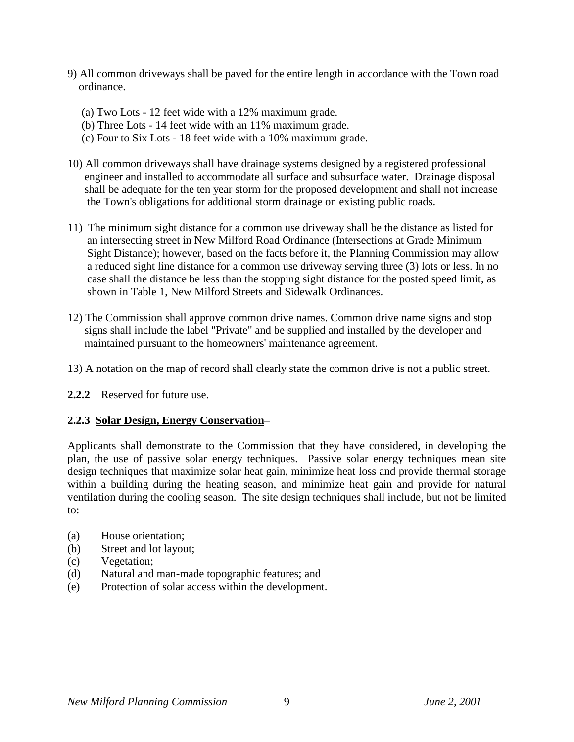9) All common driveways shall be paved for the entire length in accordance with the Town road ordinance.

   (a) Two Lots - 12 feet wide with a 12% maximum grade.
   (b) Three Lots - 14 feet wide with an 11% maximum grade.
   (c) Four to Six Lots - 18 feet wide with a 10% maximum grade.

10) All common driveways shall have drainage systems designed by a registered professional engineer and installed to accommodate all surface and subsurface water. Drainage disposal shall be adequate for the ten year storm for the proposed development and shall not increase the Town's obligations for additional storm drainage on existing public roads.

11) The minimum sight distance for a common use driveway shall be the distance as listed for an intersecting street in New Milford Road Ordinance (Intersections at Grade Minimum Sight Distance); however, based on the facts before it, the Planning Commission may allow a reduced sight line distance for a common use driveway serving three (3) lots or less. In no case shall the distance be less than the stopping sight distance for the posted speed limit, as shown in Table 1, New Milford Streets and Sidewalk Ordinances.

12) The Commission shall approve common drive names. Common drive name signs and stop signs shall include the label "Private" and be supplied and installed by the developer and maintained pursuant to the homeowners' maintenance agreement.

13) A notation on the map of record shall clearly state the common drive is not a public street.

**2.2.2** Reserved for future use.

**2.2.3 Solar Design, Energy Conservation–**

Applicants shall demonstrate to the Commission that they have considered, in developing the plan, the use of passive solar energy techniques. Passive solar energy techniques mean site design techniques that maximize solar heat gain, minimize heat loss and provide thermal storage within a building during the heating season, and minimize heat gain and provide for natural ventilation during the cooling season. The site design techniques shall include, but not be limited to:

(a) House orientation;
(b) Street and lot layout;
(c) Vegetation;
(d) Natural and man-made topographic features; and
(e) Protection of solar access within the development.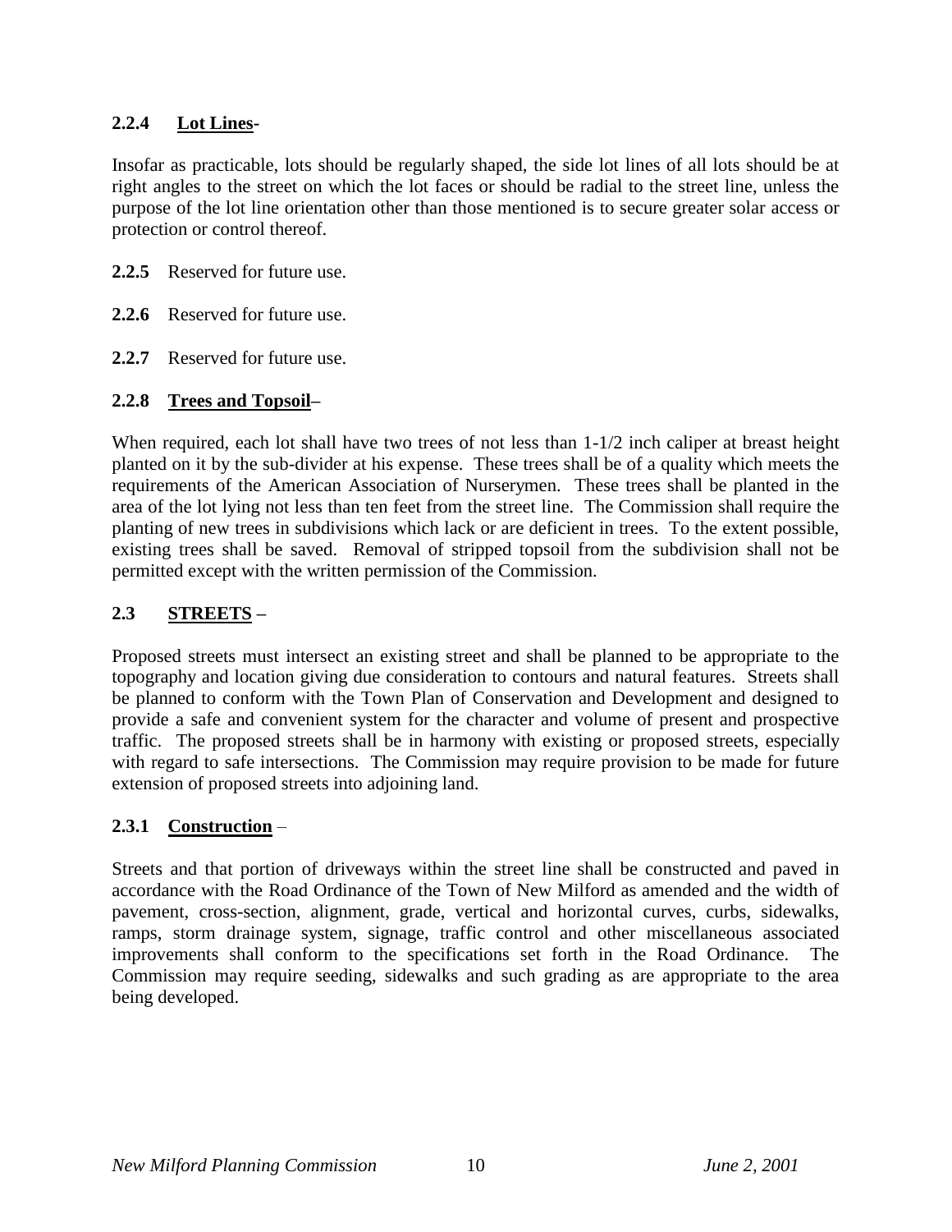### 2.2.4 **Lot Lines**-

Insofar as practicable, lots should be regularly shaped, the side lot lines of all lots should be at right angles to the street on which the lot faces or should be radial to the street line, unless the purpose of the lot line orientation other than those mentioned is to secure greater solar access or protection or control thereof.

**2.2.5** Reserved for future use.

**2.2.6** Reserved for future use.

**2.2.7** Reserved for future use.

### 2.2.8 **Trees and Topsoil**–

When required, each lot shall have two trees of not less than 1-1/2 inch caliper at breast height planted on it by the sub-divider at his expense. These trees shall be of a quality which meets the requirements of the American Association of Nurserymen. These trees shall be planted in the area of the lot lying not less than ten feet from the street line. The Commission shall require the planting of new trees in subdivisions which lack or are deficient in trees. To the extent possible, existing trees shall be saved. Removal of stripped topsoil from the subdivision shall not be permitted except with the written permission of the Commission.

## 2.3 **STREETS** –

Proposed streets must intersect an existing street and shall be planned to be appropriate to the topography and location giving due consideration to contours and natural features. Streets shall be planned to conform with the Town Plan of Conservation and Development and designed to provide a safe and convenient system for the character and volume of present and prospective traffic. The proposed streets shall be in harmony with existing or proposed streets, especially with regard to safe intersections. The Commission may require provision to be made for future extension of proposed streets into adjoining land.

### 2.3.1 **Construction** –

Streets and that portion of driveways within the street line shall be constructed and paved in accordance with the Road Ordinance of the Town of New Milford as amended and the width of pavement, cross-section, alignment, grade, vertical and horizontal curves, curbs, sidewalks, ramps, storm drainage system, signage, traffic control and other miscellaneous associated improvements shall conform to the specifications set forth in the Road Ordinance. The Commission may require seeding, sidewalks and such grading as are appropriate to the area being developed.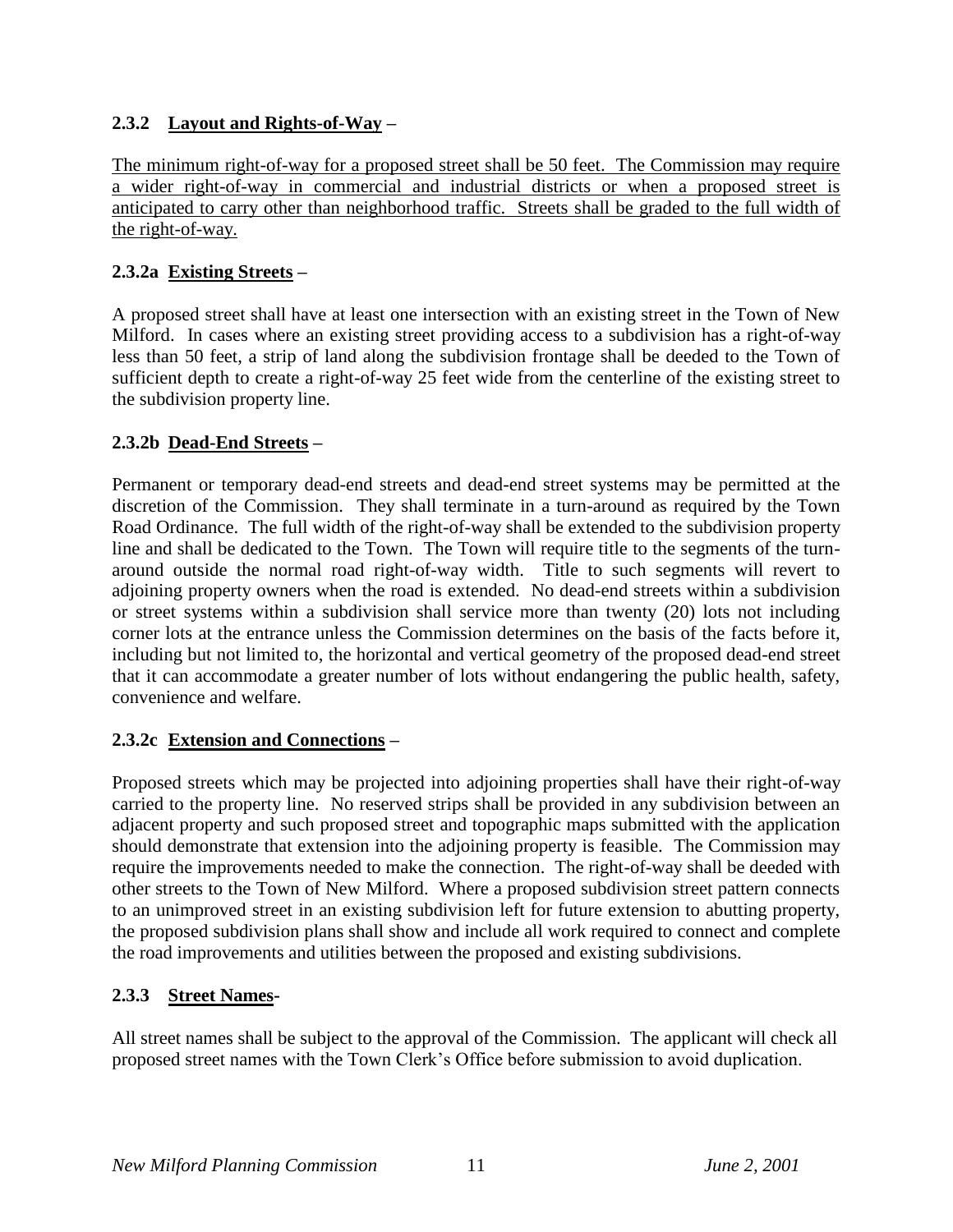### 2.3.2 Layout and Rights-of-Way –

The minimum right-of-way for a proposed street shall be 50 feet. The Commission may require a wider right-of-way in commercial and industrial districts or when a proposed street is anticipated to carry other than neighborhood traffic. Streets shall be graded to the full width of the right-of-way.

### 2.3.2a Existing Streets –

A proposed street shall have at least one intersection with an existing street in the Town of New Milford. In cases where an existing street providing access to a subdivision has a right-of-way less than 50 feet, a strip of land along the subdivision frontage shall be deeded to the Town of sufficient depth to create a right-of-way 25 feet wide from the centerline of the existing street to the subdivision property line.

### 2.3.2b Dead-End Streets –

Permanent or temporary dead-end streets and dead-end street systems may be permitted at the discretion of the Commission. They shall terminate in a turn-around as required by the Town Road Ordinance. The full width of the right-of-way shall be extended to the subdivision property line and shall be dedicated to the Town. The Town will require title to the segments of the turn-around outside the normal road right-of-way width. Title to such segments will revert to adjoining property owners when the road is extended. No dead-end streets within a subdivision or street systems within a subdivision shall service more than twenty (20) lots not including corner lots at the entrance unless the Commission determines on the basis of the facts before it, including but not limited to, the horizontal and vertical geometry of the proposed dead-end street that it can accommodate a greater number of lots without endangering the public health, safety, convenience and welfare.

### 2.3.2c Extension and Connections –

Proposed streets which may be projected into adjoining properties shall have their right-of-way carried to the property line. No reserved strips shall be provided in any subdivision between an adjacent property and such proposed street and topographic maps submitted with the application should demonstrate that extension into the adjoining property is feasible. The Commission may require the improvements needed to make the connection. The right-of-way shall be deeded with other streets to the Town of New Milford. Where a proposed subdivision street pattern connects to an unimproved street in an existing subdivision left for future extension to abutting property, the proposed subdivision plans shall show and include all work required to connect and complete the road improvements and utilities between the proposed and existing subdivisions.

### 2.3.3 Street Names-

All street names shall be subject to the approval of the Commission. The applicant will check all proposed street names with the Town Clerk's Office before submission to avoid duplication.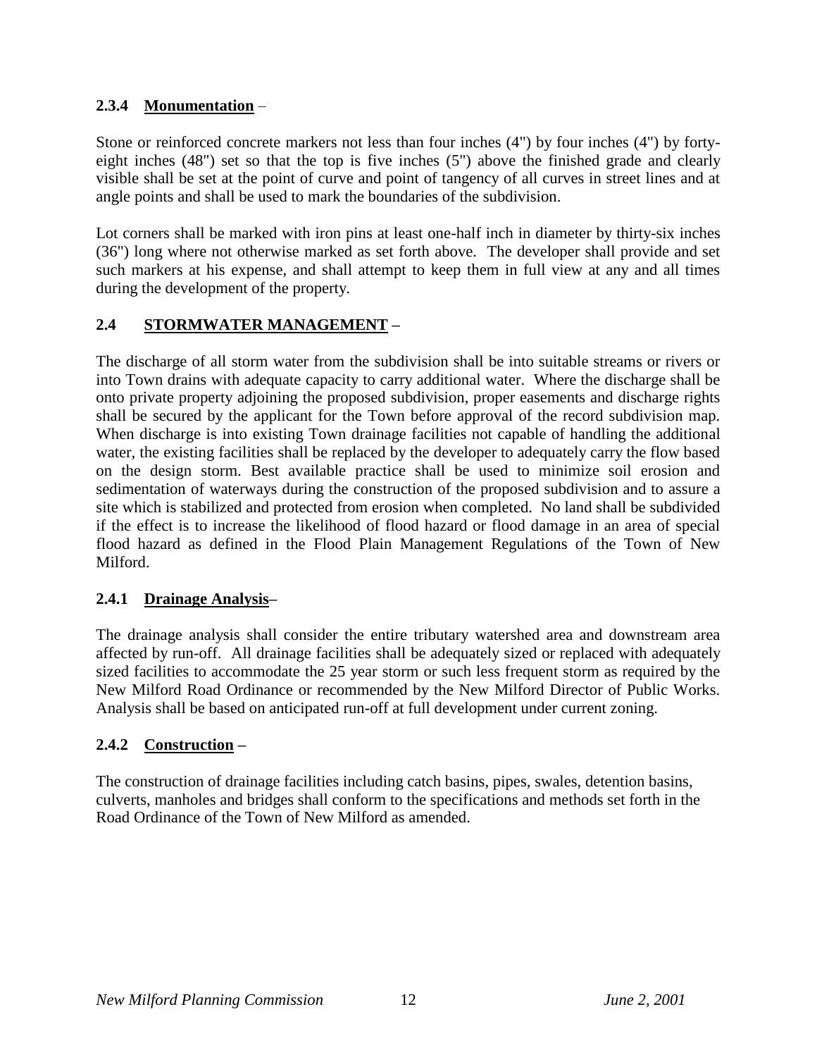### 2.3.4 **Monumentation** –

Stone or reinforced concrete markers not less than four inches (4") by four inches (4") by forty-eight inches (48") set so that the top is five inches (5") above the finished grade and clearly visible shall be set at the point of curve and point of tangency of all curves in street lines and at angle points and shall be used to mark the boundaries of the subdivision.

Lot corners shall be marked with iron pins at least one-half inch in diameter by thirty-six inches (36") long where not otherwise marked as set forth above. The developer shall provide and set such markers at his expense, and shall attempt to keep them in full view at any and all times during the development of the property.

## 2.4 **STORMWATER MANAGEMENT** –

The discharge of all storm water from the subdivision shall be into suitable streams or rivers or into Town drains with adequate capacity to carry additional water. Where the discharge shall be onto private property adjoining the proposed subdivision, proper easements and discharge rights shall be secured by the applicant for the Town before approval of the record subdivision map. When discharge is into existing Town drainage facilities not capable of handling the additional water, the existing facilities shall be replaced by the developer to adequately carry the flow based on the design storm. Best available practice shall be used to minimize soil erosion and sedimentation of waterways during the construction of the proposed subdivision and to assure a site which is stabilized and protected from erosion when completed. No land shall be subdivided if the effect is to increase the likelihood of flood hazard or flood damage in an area of special flood hazard as defined in the Flood Plain Management Regulations of the Town of New Milford.

### 2.4.1 **Drainage Analysis**–

The drainage analysis shall consider the entire tributary watershed area and downstream area affected by run-off. All drainage facilities shall be adequately sized or replaced with adequately sized facilities to accommodate the 25 year storm or such less frequent storm as required by the New Milford Road Ordinance or recommended by the New Milford Director of Public Works. Analysis shall be based on anticipated run-off at full development under current zoning.

### 2.4.2 **Construction** –

The construction of drainage facilities including catch basins, pipes, swales, detention basins, culverts, manholes and bridges shall conform to the specifications and methods set forth in the Road Ordinance of the Town of New Milford as amended.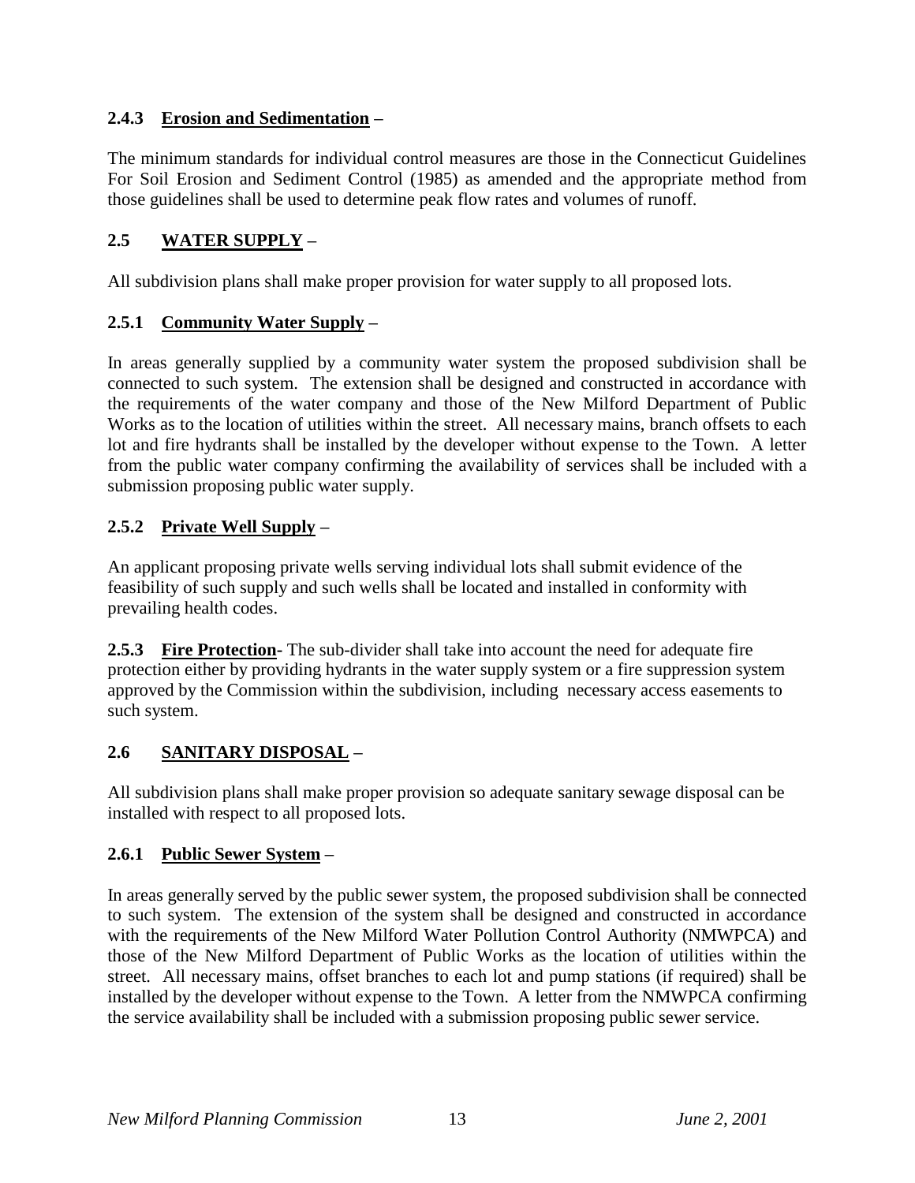### 2.4.3 Erosion and Sedimentation –

The minimum standards for individual control measures are those in the Connecticut Guidelines For Soil Erosion and Sediment Control (1985) as amended and the appropriate method from those guidelines shall be used to determine peak flow rates and volumes of runoff.

## 2.5 WATER SUPPLY –

All subdivision plans shall make proper provision for water supply to all proposed lots.

### 2.5.1 Community Water Supply –

In areas generally supplied by a community water system the proposed subdivision shall be connected to such system. The extension shall be designed and constructed in accordance with the requirements of the water company and those of the New Milford Department of Public Works as to the location of utilities within the street. All necessary mains, branch offsets to each lot and fire hydrants shall be installed by the developer without expense to the Town. A letter from the public water company confirming the availability of services shall be included with a submission proposing public water supply.

### 2.5.2 Private Well Supply –

An applicant proposing private wells serving individual lots shall submit evidence of the feasibility of such supply and such wells shall be located and installed in conformity with prevailing health codes.

**2.5.3 Fire Protection-** The sub-divider shall take into account the need for adequate fire protection either by providing hydrants in the water supply system or a fire suppression system approved by the Commission within the subdivision, including necessary access easements to such system.

## 2.6 SANITARY DISPOSAL –

All subdivision plans shall make proper provision so adequate sanitary sewage disposal can be installed with respect to all proposed lots.

### 2.6.1 Public Sewer System –

In areas generally served by the public sewer system, the proposed subdivision shall be connected to such system. The extension of the system shall be designed and constructed in accordance with the requirements of the New Milford Water Pollution Control Authority (NMWPCA) and those of the New Milford Department of Public Works as the location of utilities within the street. All necessary mains, offset branches to each lot and pump stations (if required) shall be installed by the developer without expense to the Town. A letter from the NMWPCA confirming the service availability shall be included with a submission proposing public sewer service.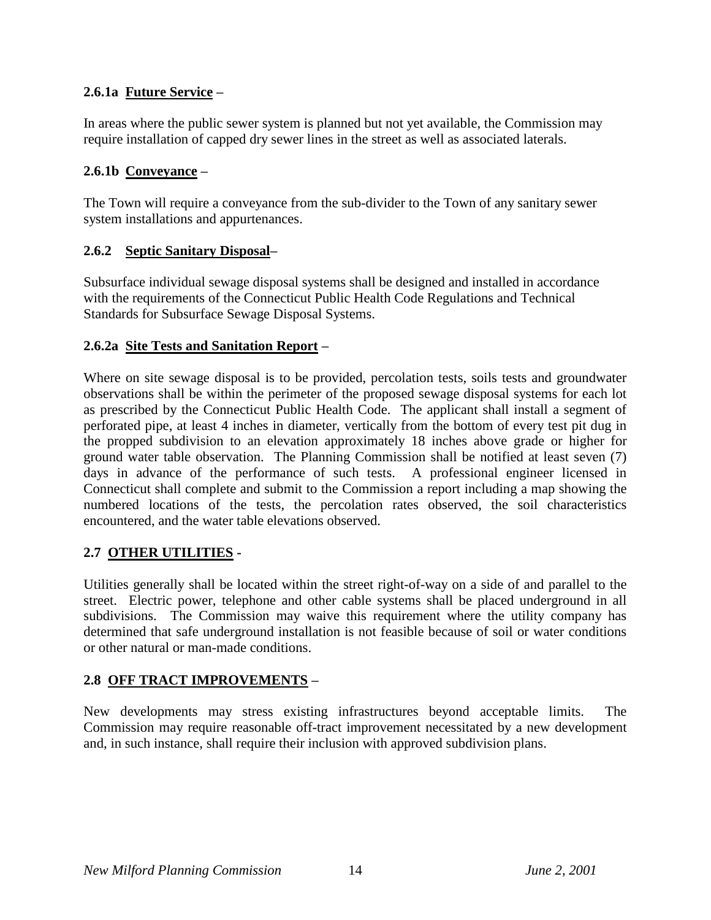### 2.6.1a <u>Future Service</u> –

In areas where the public sewer system is planned but not yet available, the Commission may require installation of capped dry sewer lines in the street as well as associated laterals.

### 2.6.1b <u>Conveyance</u> –

The Town will require a conveyance from the sub-divider to the Town of any sanitary sewer system installations and appurtenances.

### 2.6.2 <u>Septic Sanitary Disposal</u>–

Subsurface individual sewage disposal systems shall be designed and installed in accordance with the requirements of the Connecticut Public Health Code Regulations and Technical Standards for Subsurface Sewage Disposal Systems.

### 2.6.2a <u>Site Tests and Sanitation Report</u> –

Where on site sewage disposal is to be provided, percolation tests, soils tests and groundwater observations shall be within the perimeter of the proposed sewage disposal systems for each lot as prescribed by the Connecticut Public Health Code. The applicant shall install a segment of perforated pipe, at least 4 inches in diameter, vertically from the bottom of every test pit dug in the propped subdivision to an elevation approximately 18 inches above grade or higher for ground water table observation. The Planning Commission shall be notified at least seven (7) days in advance of the performance of such tests. A professional engineer licensed in Connecticut shall complete and submit to the Commission a report including a map showing the numbered locations of the tests, the percolation rates observed, the soil characteristics encountered, and the water table elevations observed.

## 2.7 <u>OTHER UTILITIES</u> -

Utilities generally shall be located within the street right-of-way on a side of and parallel to the street. Electric power, telephone and other cable systems shall be placed underground in all subdivisions. The Commission may waive this requirement where the utility company has determined that safe underground installation is not feasible because of soil or water conditions or other natural or man-made conditions.

## 2.8 <u>OFF TRACT IMPROVEMENTS</u> –

New developments may stress existing infrastructures beyond acceptable limits. The Commission may require reasonable off-tract improvement necessitated by a new development and, in such instance, shall require their inclusion with approved subdivision plans.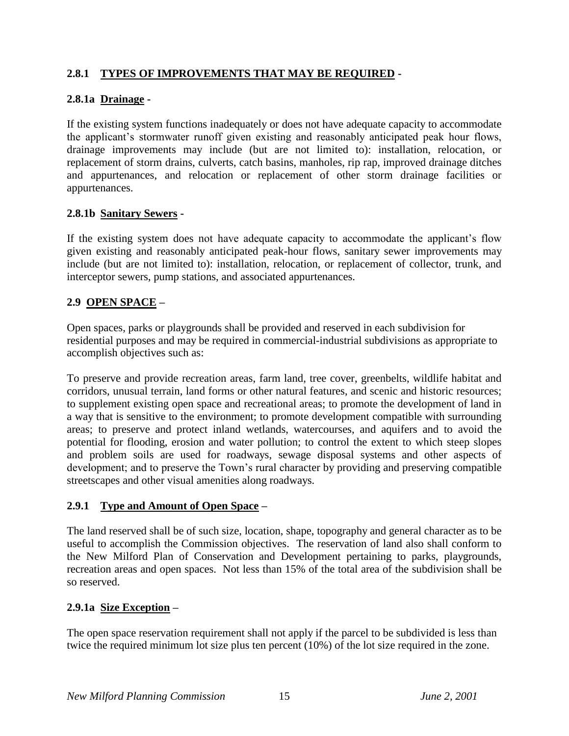### 2.8.1 TYPES OF IMPROVEMENTS THAT MAY BE REQUIRED -

#### 2.8.1a Drainage -

If the existing system functions inadequately or does not have adequate capacity to accommodate the applicant's stormwater runoff given existing and reasonably anticipated peak hour flows, drainage improvements may include (but are not limited to): installation, relocation, or replacement of storm drains, culverts, catch basins, manholes, rip rap, improved drainage ditches and appurtenances, and relocation or replacement of other storm drainage facilities or appurtenances.

#### 2.8.1b Sanitary Sewers -

If the existing system does not have adequate capacity to accommodate the applicant's flow given existing and reasonably anticipated peak-hour flows, sanitary sewer improvements may include (but are not limited to): installation, relocation, or replacement of collector, trunk, and interceptor sewers, pump stations, and associated appurtenances.

## 2.9 OPEN SPACE –

Open spaces, parks or playgrounds shall be provided and reserved in each subdivision for residential purposes and may be required in commercial-industrial subdivisions as appropriate to accomplish objectives such as:

To preserve and provide recreation areas, farm land, tree cover, greenbelts, wildlife habitat and corridors, unusual terrain, land forms or other natural features, and scenic and historic resources; to supplement existing open space and recreational areas; to promote the development of land in a way that is sensitive to the environment; to promote development compatible with surrounding areas; to preserve and protect inland wetlands, watercourses, and aquifers and to avoid the potential for flooding, erosion and water pollution; to control the extent to which steep slopes and problem soils are used for roadways, sewage disposal systems and other aspects of development; and to preserve the Town's rural character by providing and preserving compatible streetscapes and other visual amenities along roadways.

### 2.9.1 Type and Amount of Open Space –

The land reserved shall be of such size, location, shape, topography and general character as to be useful to accomplish the Commission objectives. The reservation of land also shall conform to the New Milford Plan of Conservation and Development pertaining to parks, playgrounds, recreation areas and open spaces. Not less than 15% of the total area of the subdivision shall be so reserved.

#### 2.9.1a Size Exception –

The open space reservation requirement shall not apply if the parcel to be subdivided is less than twice the required minimum lot size plus ten percent (10%) of the lot size required in the zone.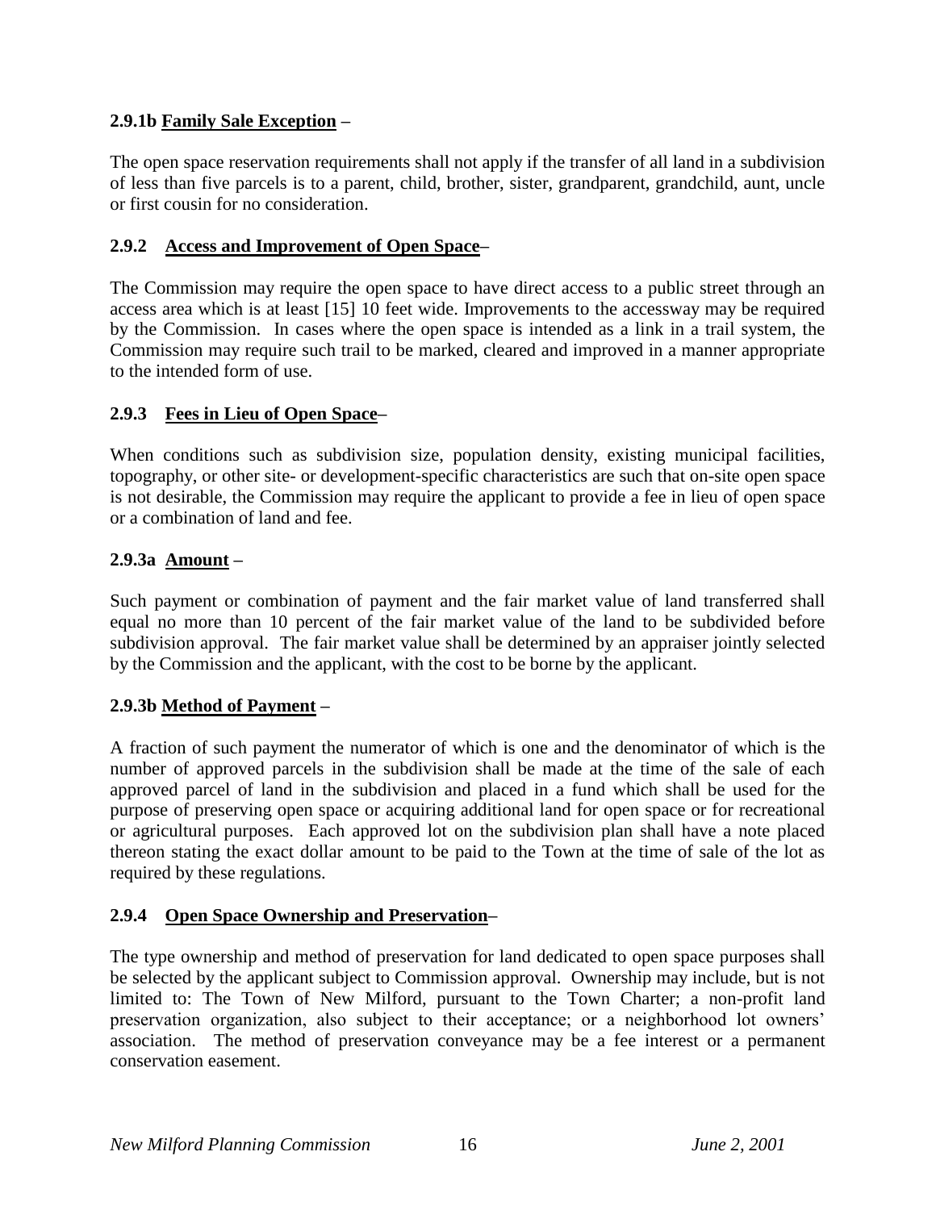**2.9.1b Family Sale Exception –**

The open space reservation requirements shall not apply if the transfer of all land in a subdivision of less than five parcels is to a parent, child, brother, sister, grandparent, grandchild, aunt, uncle or first cousin for no consideration.

**2.9.2 Access and Improvement of Open Space–**

The Commission may require the open space to have direct access to a public street through an access area which is at least [15] 10 feet wide. Improvements to the accessway may be required by the Commission. In cases where the open space is intended as a link in a trail system, the Commission may require such trail to be marked, cleared and improved in a manner appropriate to the intended form of use.

**2.9.3 Fees in Lieu of Open Space–**

When conditions such as subdivision size, population density, existing municipal facilities, topography, or other site- or development-specific characteristics are such that on-site open space is not desirable, the Commission may require the applicant to provide a fee in lieu of open space or a combination of land and fee.

**2.9.3a Amount –**

Such payment or combination of payment and the fair market value of land transferred shall equal no more than 10 percent of the fair market value of the land to be subdivided before subdivision approval. The fair market value shall be determined by an appraiser jointly selected by the Commission and the applicant, with the cost to be borne by the applicant.

**2.9.3b Method of Payment –**

A fraction of such payment the numerator of which is one and the denominator of which is the number of approved parcels in the subdivision shall be made at the time of the sale of each approved parcel of land in the subdivision and placed in a fund which shall be used for the purpose of preserving open space or acquiring additional land for open space or for recreational or agricultural purposes. Each approved lot on the subdivision plan shall have a note placed thereon stating the exact dollar amount to be paid to the Town at the time of sale of the lot as required by these regulations.

**2.9.4 Open Space Ownership and Preservation–**

The type ownership and method of preservation for land dedicated to open space purposes shall be selected by the applicant subject to Commission approval. Ownership may include, but is not limited to: The Town of New Milford, pursuant to the Town Charter; a non-profit land preservation organization, also subject to their acceptance; or a neighborhood lot owners' association. The method of preservation conveyance may be a fee interest or a permanent conservation easement.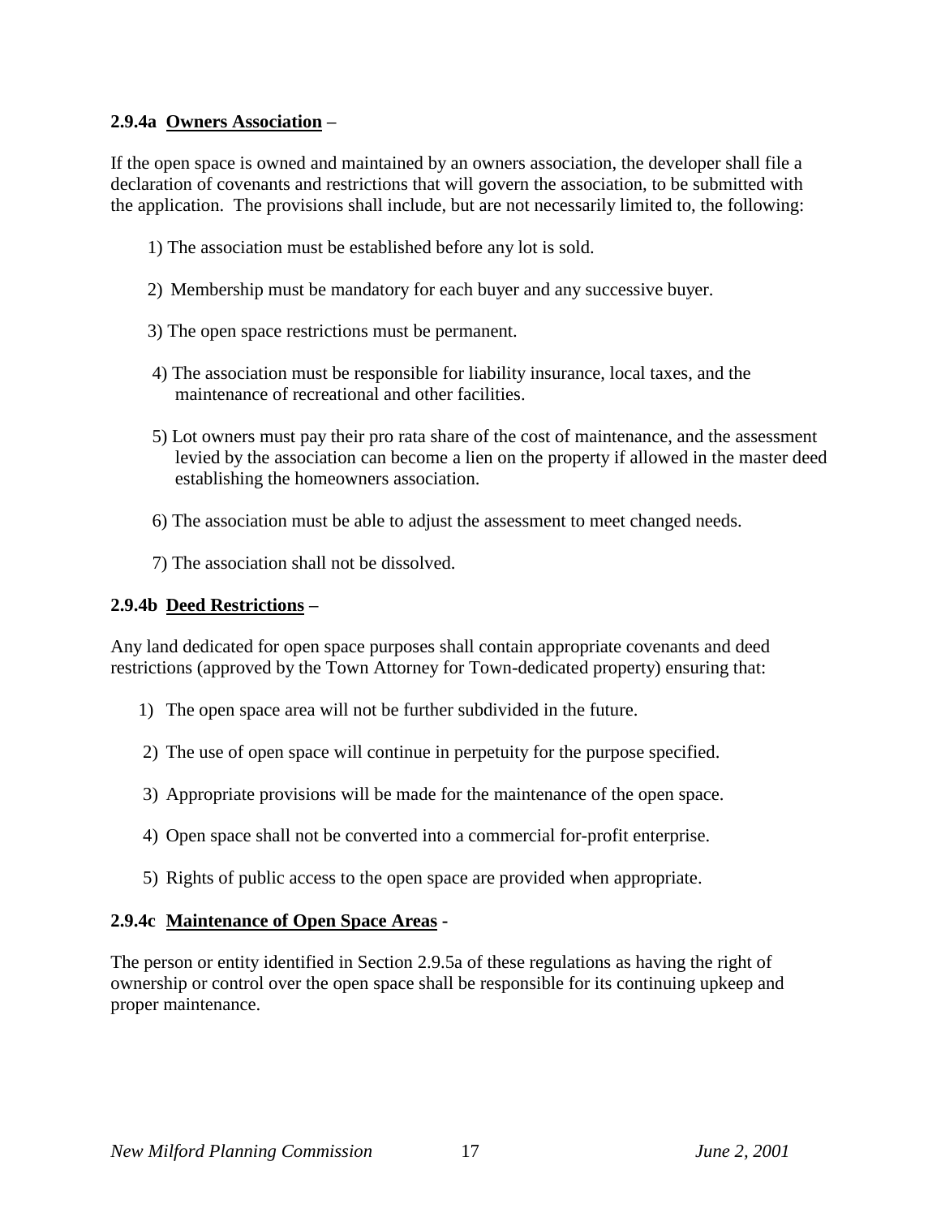**2.9.4a Owners Association –**

If the open space is owned and maintained by an owners association, the developer shall file a declaration of covenants and restrictions that will govern the association, to be submitted with the application. The provisions shall include, but are not necessarily limited to, the following:

1) The association must be established before any lot is sold.

2) Membership must be mandatory for each buyer and any successive buyer.

3) The open space restrictions must be permanent.

4) The association must be responsible for liability insurance, local taxes, and the maintenance of recreational and other facilities.

5) Lot owners must pay their pro rata share of the cost of maintenance, and the assessment levied by the association can become a lien on the property if allowed in the master deed establishing the homeowners association.

6) The association must be able to adjust the assessment to meet changed needs.

7) The association shall not be dissolved.

**2.9.4b Deed Restrictions –**

Any land dedicated for open space purposes shall contain appropriate covenants and deed restrictions (approved by the Town Attorney for Town-dedicated property) ensuring that:

1) The open space area will not be further subdivided in the future.

2) The use of open space will continue in perpetuity for the purpose specified.

3) Appropriate provisions will be made for the maintenance of the open space.

4) Open space shall not be converted into a commercial for-profit enterprise.

5) Rights of public access to the open space are provided when appropriate.

**2.9.4c Maintenance of Open Space Areas -**

The person or entity identified in Section 2.9.5a of these regulations as having the right of ownership or control over the open space shall be responsible for its continuing upkeep and proper maintenance.